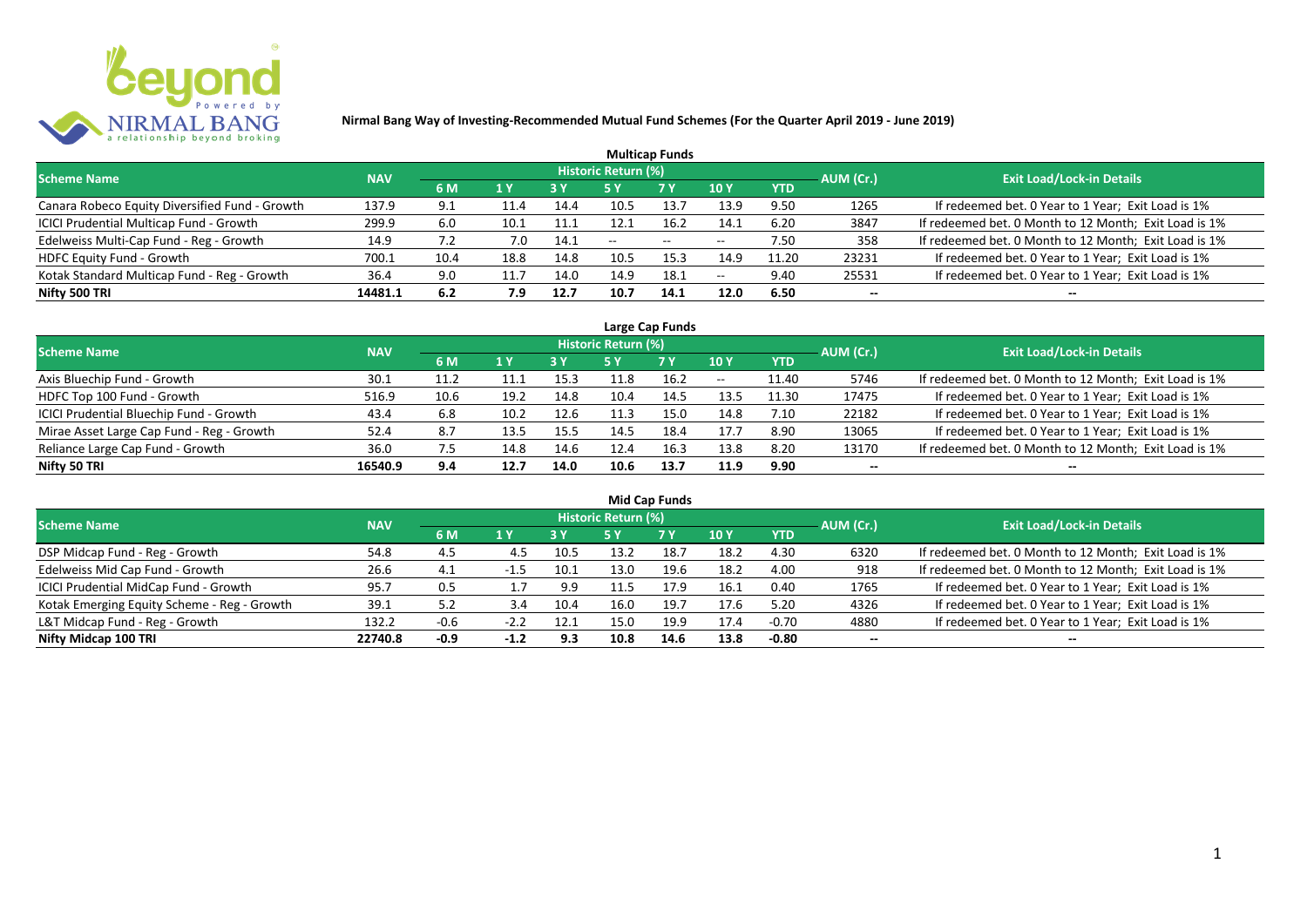**Nirmal Bang Way of Investing-Recommended Mutual Fund Schemes (For the Quarter April 2019 - June 2019)**

## Multicap Funds

| Scheme Name | NAV | Historic Return (%) | | | | | | | AUM (Cr.) | Exit Load/Lock-in Details |
|---|---|---|---|---|---|---|---|---|---|---|
| | | 6 M | 1 Y | 3 Y | 5 Y | 7 Y | 10 Y | YTD | | |
| Canara Robeco Equity Diversified Fund - Growth | 137.9 | 9.1 | 11.4 | 14.4 | 10.5 | 13.7 | 13.9 | 9.50 | 1265 | If redeemed bet. 0 Year to 1 Year; Exit Load is 1% |
| ICICI Prudential Multicap Fund - Growth | 299.9 | 6.0 | 10.1 | 11.1 | 12.1 | 16.2 | 14.1 | 6.20 | 3847 | If redeemed bet. 0 Month to 12 Month; Exit Load is 1% |
| Edelweiss Multi-Cap Fund - Reg - Growth | 14.9 | 7.2 | 7.0 | 14.1 | -- | -- | -- | 7.50 | 358 | If redeemed bet. 0 Month to 12 Month; Exit Load is 1% |
| HDFC Equity Fund - Growth | 700.1 | 10.4 | 18.8 | 14.8 | 10.5 | 15.3 | 14.9 | 11.20 | 23231 | If redeemed bet. 0 Year to 1 Year; Exit Load is 1% |
| Kotak Standard Multicap Fund - Reg - Growth | 36.4 | 9.0 | 11.7 | 14.0 | 14.9 | 18.1 | -- | 9.40 | 25531 | If redeemed bet. 0 Year to 1 Year; Exit Load is 1% |
| **Nifty 500 TRI** | **14481.1** | **6.2** | **7.9** | **12.7** | **10.7** | **14.1** | **12.0** | **6.50** | **--** | **--** |

## Large Cap Funds

| Scheme Name | NAV | Historic Return (%) | | | | | | | AUM (Cr.) | Exit Load/Lock-in Details |
|---|---|---|---|---|---|---|---|---|---|---|
| | | 6 M | 1 Y | 3 Y | 5 Y | 7 Y | 10 Y | YTD | | |
| Axis Bluechip Fund - Growth | 30.1 | 11.2 | 11.1 | 15.3 | 11.8 | 16.2 | -- | 11.40 | 5746 | If redeemed bet. 0 Month to 12 Month; Exit Load is 1% |
| HDFC Top 100 Fund - Growth | 516.9 | 10.6 | 19.2 | 14.8 | 10.4 | 14.5 | 13.5 | 11.30 | 17475 | If redeemed bet. 0 Year to 1 Year; Exit Load is 1% |
| ICICI Prudential Bluechip Fund - Growth | 43.4 | 6.8 | 10.2 | 12.6 | 11.3 | 15.0 | 14.8 | 7.10 | 22182 | If redeemed bet. 0 Year to 1 Year; Exit Load is 1% |
| Mirae Asset Large Cap Fund - Reg - Growth | 52.4 | 8.7 | 13.5 | 15.5 | 14.5 | 18.4 | 17.7 | 8.90 | 13065 | If redeemed bet. 0 Year to 1 Year; Exit Load is 1% |
| Reliance Large Cap Fund - Growth | 36.0 | 7.5 | 14.8 | 14.6 | 12.4 | 16.3 | 13.8 | 8.20 | 13170 | If redeemed bet. 0 Month to 12 Month; Exit Load is 1% |
| **Nifty 50 TRI** | **16540.9** | **9.4** | **12.7** | **14.0** | **10.6** | **13.7** | **11.9** | **9.90** | **--** | **--** |

## Mid Cap Funds

| Scheme Name | NAV | Historic Return (%) | | | | | | | AUM (Cr.) | Exit Load/Lock-in Details |
|---|---|---|---|---|---|---|---|---|---|---|
| | | 6 M | 1 Y | 3 Y | 5 Y | 7 Y | 10 Y | YTD | | |
| DSP Midcap Fund - Reg - Growth | 54.8 | 4.5 | 4.5 | 10.5 | 13.2 | 18.7 | 18.2 | 4.30 | 6320 | If redeemed bet. 0 Month to 12 Month; Exit Load is 1% |
| Edelweiss Mid Cap Fund - Growth | 26.6 | 4.1 | -1.5 | 10.1 | 13.0 | 19.6 | 18.2 | 4.00 | 918 | If redeemed bet. 0 Month to 12 Month; Exit Load is 1% |
| ICICI Prudential MidCap Fund - Growth | 95.7 | 0.5 | 1.7 | 9.9 | 11.5 | 17.9 | 16.1 | 0.40 | 1765 | If redeemed bet. 0 Year to 1 Year; Exit Load is 1% |
| Kotak Emerging Equity Scheme - Reg - Growth | 39.1 | 5.2 | 3.4 | 10.4 | 16.0 | 19.7 | 17.6 | 5.20 | 4326 | If redeemed bet. 0 Year to 1 Year; Exit Load is 1% |
| L&T Midcap Fund - Reg - Growth | 132.2 | -0.6 | -2.2 | 12.1 | 15.0 | 19.9 | 17.4 | -0.70 | 4880 | If redeemed bet. 0 Year to 1 Year; Exit Load is 1% |
| **Nifty Midcap 100 TRI** | **22740.8** | **-0.9** | **-1.2** | **9.3** | **10.8** | **14.6** | **13.8** | **-0.80** | **--** | **--** |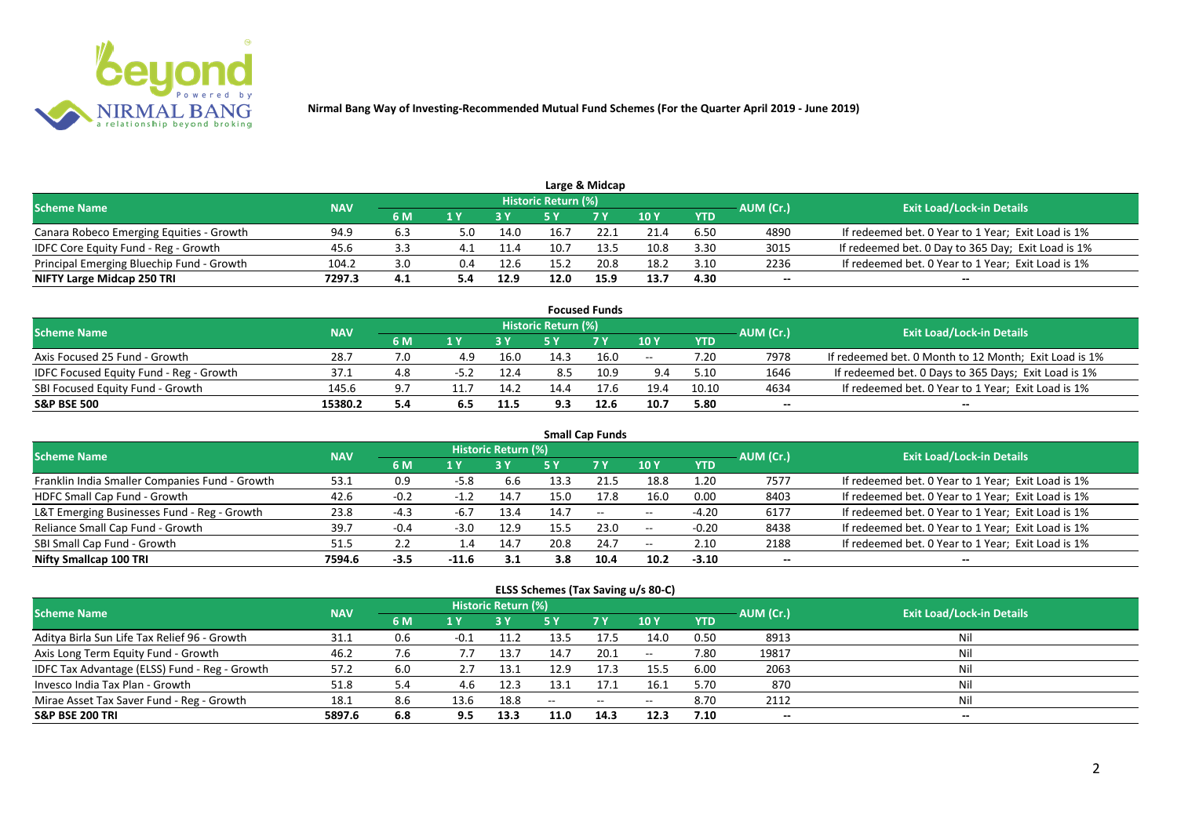Nirmal Bang Way of Investing-Recommended Mutual Fund Schemes (For the Quarter April 2019 - June 2019)

## Large & Midcap

| Scheme Name | NAV | Historic Return (%) | | | | | | | AUM (Cr.) | Exit Load/Lock-in Details |
|---|---|---|---|---|---|---|---|---|---|---|
| | | 6 M | 1 Y | 3 Y | 5 Y | 7 Y | 10 Y | YTD | | |
| Canara Robeco Emerging Equities - Growth | 94.9 | 6.3 | 5.0 | 14.0 | 16.7 | 22.1 | 21.4 | 6.50 | 4890 | If redeemed bet. 0 Year to 1 Year; Exit Load is 1% |
| IDFC Core Equity Fund - Reg - Growth | 45.6 | 3.3 | 4.1 | 11.4 | 10.7 | 13.5 | 10.8 | 3.30 | 3015 | If redeemed bet. 0 Day to 365 Day; Exit Load is 1% |
| Principal Emerging Bluechip Fund - Growth | 104.2 | 3.0 | 0.4 | 12.6 | 15.2 | 20.8 | 18.2 | 3.10 | 2236 | If redeemed bet. 0 Year to 1 Year; Exit Load is 1% |
| **NIFTY Large Midcap 250 TRI** | **7297.3** | **4.1** | **5.4** | **12.9** | **12.0** | **15.9** | **13.7** | **4.30** | **--** | **--** |

## Focused Funds

| Scheme Name | NAV | Historic Return (%) | | | | | | | AUM (Cr.) | Exit Load/Lock-in Details |
|---|---|---|---|---|---|---|---|---|---|---|
| | | 6 M | 1 Y | 3 Y | 5 Y | 7 Y | 10 Y | YTD | | |
| Axis Focused 25 Fund - Growth | 28.7 | 7.0 | 4.9 | 16.0 | 14.3 | 16.0 | -- | 7.20 | 7978 | If redeemed bet. 0 Month to 12 Month; Exit Load is 1% |
| IDFC Focused Equity Fund - Reg - Growth | 37.1 | 4.8 | -5.2 | 12.4 | 8.5 | 10.9 | 9.4 | 5.10 | 1646 | If redeemed bet. 0 Days to 365 Days; Exit Load is 1% |
| SBI Focused Equity Fund - Growth | 145.6 | 9.7 | 11.7 | 14.2 | 14.4 | 17.6 | 19.4 | 10.10 | 4634 | If redeemed bet. 0 Year to 1 Year; Exit Load is 1% |
| **S&P BSE 500** | **15380.2** | **5.4** | **6.5** | **11.5** | **9.3** | **12.6** | **10.7** | **5.80** | **--** | **--** |

## Small Cap Funds

| Scheme Name | NAV | Historic Return (%) | | | | | | | AUM (Cr.) | Exit Load/Lock-in Details |
|---|---|---|---|---|---|---|---|---|---|---|
| | | 6 M | 1 Y | 3 Y | 5 Y | 7 Y | 10 Y | YTD | | |
| Franklin India Smaller Companies Fund - Growth | 53.1 | 0.9 | -5.8 | 6.6 | 13.3 | 21.5 | 18.8 | 1.20 | 7577 | If redeemed bet. 0 Year to 1 Year; Exit Load is 1% |
| HDFC Small Cap Fund - Growth | 42.6 | -0.2 | -1.2 | 14.7 | 15.0 | 17.8 | 16.0 | 0.00 | 8403 | If redeemed bet. 0 Year to 1 Year; Exit Load is 1% |
| L&T Emerging Businesses Fund - Reg - Growth | 23.8 | -4.3 | -6.7 | 13.4 | 14.7 | -- | -- | -4.20 | 6177 | If redeemed bet. 0 Year to 1 Year; Exit Load is 1% |
| Reliance Small Cap Fund - Growth | 39.7 | -0.4 | -3.0 | 12.9 | 15.5 | 23.0 | -- | -0.20 | 8438 | If redeemed bet. 0 Year to 1 Year; Exit Load is 1% |
| SBI Small Cap Fund - Growth | 51.5 | 2.2 | 1.4 | 14.7 | 20.8 | 24.7 | -- | 2.10 | 2188 | If redeemed bet. 0 Year to 1 Year; Exit Load is 1% |
| **Nifty Smallcap 100 TRI** | **7594.6** | **-3.5** | **-11.6** | **3.1** | **3.8** | **10.4** | **10.2** | **-3.10** | **--** | **--** |

## ELSS Schemes (Tax Saving u/s 80-C)

| Scheme Name | NAV | Historic Return (%) | | | | | | | AUM (Cr.) | Exit Load/Lock-in Details |
|---|---|---|---|---|---|---|---|---|---|---|
| | | 6 M | 1 Y | 3 Y | 5 Y | 7 Y | 10 Y | YTD | | |
| Aditya Birla Sun Life Tax Relief 96 - Growth | 31.1 | 0.6 | -0.1 | 11.2 | 13.5 | 17.5 | 14.0 | 0.50 | 8913 | Nil |
| Axis Long Term Equity Fund - Growth | 46.2 | 7.6 | 7.7 | 13.7 | 14.7 | 20.1 | -- | 7.80 | 19817 | Nil |
| IDFC Tax Advantage (ELSS) Fund - Reg - Growth | 57.2 | 6.0 | 2.7 | 13.1 | 12.9 | 17.3 | 15.5 | 6.00 | 2063 | Nil |
| Invesco India Tax Plan - Growth | 51.8 | 5.4 | 4.6 | 12.3 | 13.1 | 17.1 | 16.1 | 5.70 | 870 | Nil |
| Mirae Asset Tax Saver Fund - Reg - Growth | 18.1 | 8.6 | 13.6 | 18.8 | -- | -- | -- | 8.70 | 2112 | Nil |
| **S&P BSE 200 TRI** | **5897.6** | **6.8** | **9.5** | **13.3** | **11.0** | **14.3** | **12.3** | **7.10** | **--** | **--** |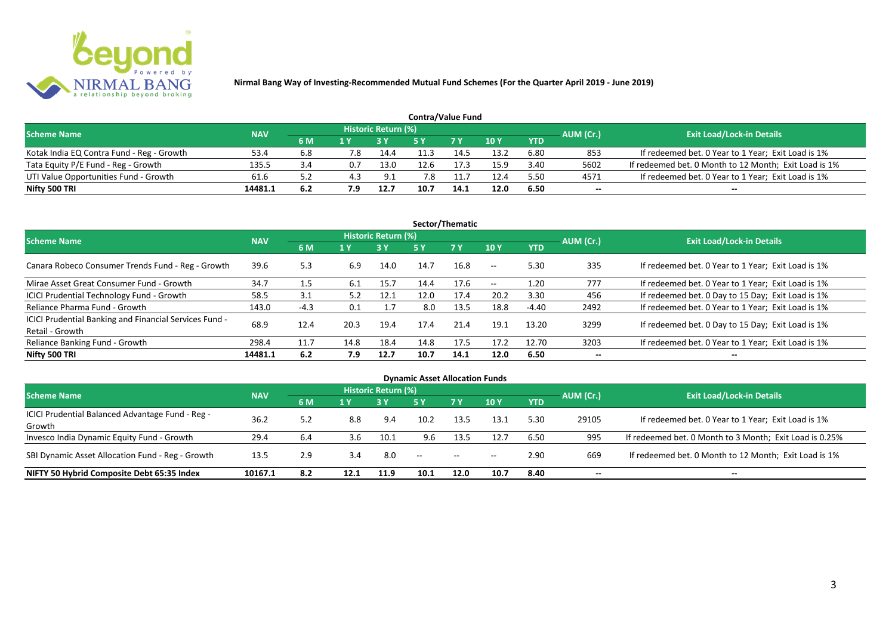Nirmal Bang Way of Investing-Recommended Mutual Fund Schemes (For the Quarter April 2019 - June 2019)

## Contra/Value Fund

| Scheme Name | NAV | Historic Return (%) | | | | | | | AUM (Cr.) | Exit Load/Lock-in Details |
|---|---|---|---|---|---|---|---|---|---|---|
| | | 6 M | 1 Y | 3 Y | 5 Y | 7 Y | 10 Y | YTD | | |
| Kotak India EQ Contra Fund - Reg - Growth | 53.4 | 6.8 | 7.8 | 14.4 | 11.3 | 14.5 | 13.2 | 6.80 | 853 | If redeemed bet. 0 Year to 1 Year; Exit Load is 1% |
| Tata Equity P/E Fund - Reg - Growth | 135.5 | 3.4 | 0.7 | 13.0 | 12.6 | 17.3 | 15.9 | 3.40 | 5602 | If redeemed bet. 0 Month to 12 Month; Exit Load is 1% |
| UTI Value Opportunities Fund - Growth | 61.6 | 5.2 | 4.3 | 9.1 | 7.8 | 11.7 | 12.4 | 5.50 | 4571 | If redeemed bet. 0 Year to 1 Year; Exit Load is 1% |
| **Nifty 500 TRI** | **14481.1** | **6.2** | **7.9** | **12.7** | **10.7** | **14.1** | **12.0** | **6.50** | **--** | **--** |

## Sector/Thematic

| Scheme Name | NAV | Historic Return (%) | | | | | | | AUM (Cr.) | Exit Load/Lock-in Details |
|---|---|---|---|---|---|---|---|---|---|---|
| | | 6 M | 1 Y | 3 Y | 5 Y | 7 Y | 10 Y | YTD | | |
| Canara Robeco Consumer Trends Fund - Reg - Growth | 39.6 | 5.3 | 6.9 | 14.0 | 14.7 | 16.8 | -- | 5.30 | 335 | If redeemed bet. 0 Year to 1 Year; Exit Load is 1% |
| Mirae Asset Great Consumer Fund - Growth | 34.7 | 1.5 | 6.1 | 15.7 | 14.4 | 17.6 | -- | 1.20 | 777 | If redeemed bet. 0 Year to 1 Year; Exit Load is 1% |
| ICICI Prudential Technology Fund - Growth | 58.5 | 3.1 | 5.2 | 12.1 | 12.0 | 17.4 | 20.2 | 3.30 | 456 | If redeemed bet. 0 Day to 15 Day; Exit Load is 1% |
| Reliance Pharma Fund - Growth | 143.0 | -4.3 | 0.1 | 1.7 | 8.0 | 13.5 | 18.8 | -4.40 | 2492 | If redeemed bet. 0 Year to 1 Year; Exit Load is 1% |
| ICICI Prudential Banking and Financial Services Fund - Retail - Growth | 68.9 | 12.4 | 20.3 | 19.4 | 17.4 | 21.4 | 19.1 | 13.20 | 3299 | If redeemed bet. 0 Day to 15 Day; Exit Load is 1% |
| Reliance Banking Fund - Growth | 298.4 | 11.7 | 14.8 | 18.4 | 14.8 | 17.5 | 17.2 | 12.70 | 3203 | If redeemed bet. 0 Year to 1 Year; Exit Load is 1% |
| **Nifty 500 TRI** | **14481.1** | **6.2** | **7.9** | **12.7** | **10.7** | **14.1** | **12.0** | **6.50** | **--** | **--** |

## Dynamic Asset Allocation Funds

| Scheme Name | NAV | Historic Return (%) | | | | | | | AUM (Cr.) | Exit Load/Lock-in Details |
|---|---|---|---|---|---|---|---|---|---|---|
| | | 6 M | 1 Y | 3 Y | 5 Y | 7 Y | 10 Y | YTD | | |
| ICICI Prudential Balanced Advantage Fund - Reg - Growth | 36.2 | 5.2 | 8.8 | 9.4 | 10.2 | 13.5 | 13.1 | 5.30 | 29105 | If redeemed bet. 0 Year to 1 Year; Exit Load is 1% |
| Invesco India Dynamic Equity Fund - Growth | 29.4 | 6.4 | 3.6 | 10.1 | 9.6 | 13.5 | 12.7 | 6.50 | 995 | If redeemed bet. 0 Month to 3 Month; Exit Load is 0.25% |
| SBI Dynamic Asset Allocation Fund - Reg - Growth | 13.5 | 2.9 | 3.4 | 8.0 | -- | -- | -- | 2.90 | 669 | If redeemed bet. 0 Month to 12 Month; Exit Load is 1% |
| **NIFTY 50 Hybrid Composite Debt 65:35 Index** | **10167.1** | **8.2** | **12.1** | **11.9** | **10.1** | **12.0** | **10.7** | **8.40** | **--** | **--** |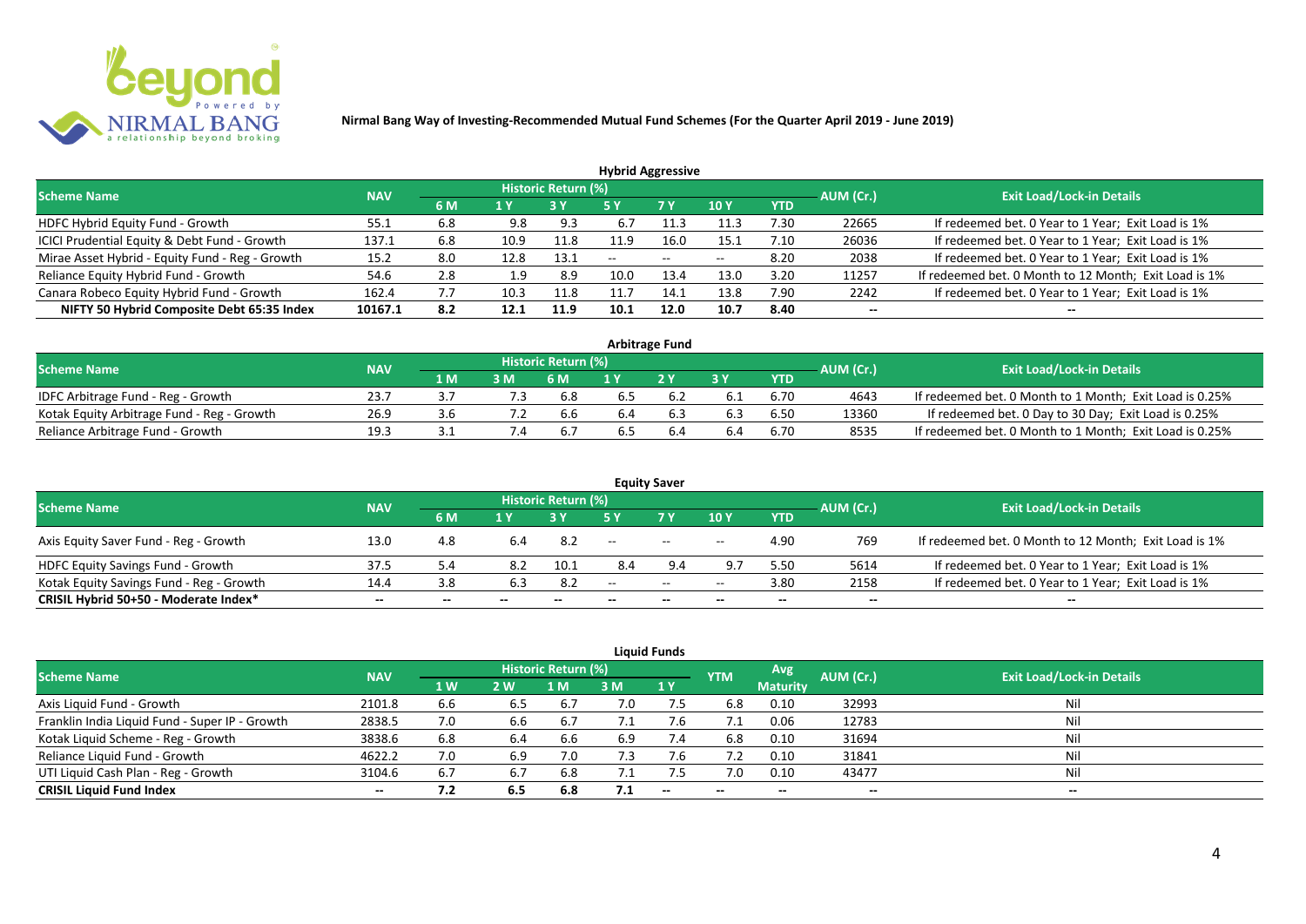**Nirmal Bang Way of Investing-Recommended Mutual Fund Schemes (For the Quarter April 2019 - June 2019)**

### Hybrid Aggressive

| Scheme Name | NAV | Historic Return (%) | | | | | | | AUM (Cr.) | Exit Load/Lock-in Details |
|---|---|---|---|---|---|---|---|---|---|---|
| | | 6 M | 1 Y | 3 Y | 5 Y | 7 Y | 10 Y | YTD | | |
| HDFC Hybrid Equity Fund - Growth | 55.1 | 6.8 | 9.8 | 9.3 | 6.7 | 11.3 | 11.3 | 7.30 | 22665 | If redeemed bet. 0 Year to 1 Year; Exit Load is 1% |
| ICICI Prudential Equity & Debt Fund - Growth | 137.1 | 6.8 | 10.9 | 11.8 | 11.9 | 16.0 | 15.1 | 7.10 | 26036 | If redeemed bet. 0 Year to 1 Year; Exit Load is 1% |
| Mirae Asset Hybrid - Equity Fund - Reg - Growth | 15.2 | 8.0 | 12.8 | 13.1 | -- | -- | -- | 8.20 | 2038 | If redeemed bet. 0 Year to 1 Year; Exit Load is 1% |
| Reliance Equity Hybrid Fund - Growth | 54.6 | 2.8 | 1.9 | 8.9 | 10.0 | 13.4 | 13.0 | 3.20 | 11257 | If redeemed bet. 0 Month to 12 Month; Exit Load is 1% |
| Canara Robeco Equity Hybrid Fund - Growth | 162.4 | 7.7 | 10.3 | 11.8 | 11.7 | 14.1 | 13.8 | 7.90 | 2242 | If redeemed bet. 0 Year to 1 Year; Exit Load is 1% |
| **NIFTY 50 Hybrid Composite Debt 65:35 Index** | **10167.1** | **8.2** | **12.1** | **11.9** | **10.1** | **12.0** | **10.7** | **8.40** | **--** | **--** |

### Arbitrage Fund

| Scheme Name | NAV | Historic Return (%) | | | | | | | AUM (Cr.) | Exit Load/Lock-in Details |
|---|---|---|---|---|---|---|---|---|---|---|
| | | 1 M | 3 M | 6 M | 1 Y | 2 Y | 3 Y | YTD | | |
| IDFC Arbitrage Fund - Reg - Growth | 23.7 | 3.7 | 7.3 | 6.8 | 6.5 | 6.2 | 6.1 | 6.70 | 4643 | If redeemed bet. 0 Month to 1 Month; Exit Load is 0.25% |
| Kotak Equity Arbitrage Fund - Reg - Growth | 26.9 | 3.6 | 7.2 | 6.6 | 6.4 | 6.3 | 6.3 | 6.50 | 13360 | If redeemed bet. 0 Day to 30 Day; Exit Load is 0.25% |
| Reliance Arbitrage Fund - Growth | 19.3 | 3.1 | 7.4 | 6.7 | 6.5 | 6.4 | 6.4 | 6.70 | 8535 | If redeemed bet. 0 Month to 1 Month; Exit Load is 0.25% |

### Equity Saver

| Scheme Name | NAV | Historic Return (%) | | | | | | | AUM (Cr.) | Exit Load/Lock-in Details |
|---|---|---|---|---|---|---|---|---|---|---|
| | | 6 M | 1 Y | 3 Y | 5 Y | 7 Y | 10 Y | YTD | | |
| Axis Equity Saver Fund - Reg - Growth | 13.0 | 4.8 | 6.4 | 8.2 | -- | -- | -- | 4.90 | 769 | If redeemed bet. 0 Month to 12 Month; Exit Load is 1% |
| HDFC Equity Savings Fund - Growth | 37.5 | 5.4 | 8.2 | 10.1 | 8.4 | 9.4 | 9.7 | 5.50 | 5614 | If redeemed bet. 0 Year to 1 Year; Exit Load is 1% |
| Kotak Equity Savings Fund - Reg - Growth | 14.4 | 3.8 | 6.3 | 8.2 | -- | -- | -- | 3.80 | 2158 | If redeemed bet. 0 Year to 1 Year; Exit Load is 1% |
| **CRISIL Hybrid 50+50 - Moderate Index*** | **--** | **--** | **--** | **--** | **--** | **--** | **--** | **--** | **--** | **--** |

### Liquid Funds

| Scheme Name | NAV | Historic Return (%) | | | | | YTM | Avg Maturity | AUM (Cr.) | Exit Load/Lock-in Details |
|---|---|---|---|---|---|---|---|---|---|---|
| | | 1 W | 2 W | 1 M | 3 M | 1 Y | | | | |
| Axis Liquid Fund - Growth | 2101.8 | 6.6 | 6.5 | 6.7 | 7.0 | 7.5 | 6.8 | 0.10 | 32993 | Nil |
| Franklin India Liquid Fund - Super IP - Growth | 2838.5 | 7.0 | 6.6 | 6.7 | 7.1 | 7.6 | 7.1 | 0.06 | 12783 | Nil |
| Kotak Liquid Scheme - Reg - Growth | 3838.6 | 6.8 | 6.4 | 6.6 | 6.9 | 7.4 | 6.8 | 0.10 | 31694 | Nil |
| Reliance Liquid Fund - Growth | 4622.2 | 7.0 | 6.9 | 7.0 | 7.3 | 7.6 | 7.2 | 0.10 | 31841 | Nil |
| UTI Liquid Cash Plan - Reg - Growth | 3104.6 | 6.7 | 6.7 | 6.8 | 7.1 | 7.5 | 7.0 | 0.10 | 43477 | Nil |
| **CRISIL Liquid Fund Index** | **--** | **7.2** | **6.5** | **6.8** | **7.1** | **--** | **--** | **--** | **--** | **--** |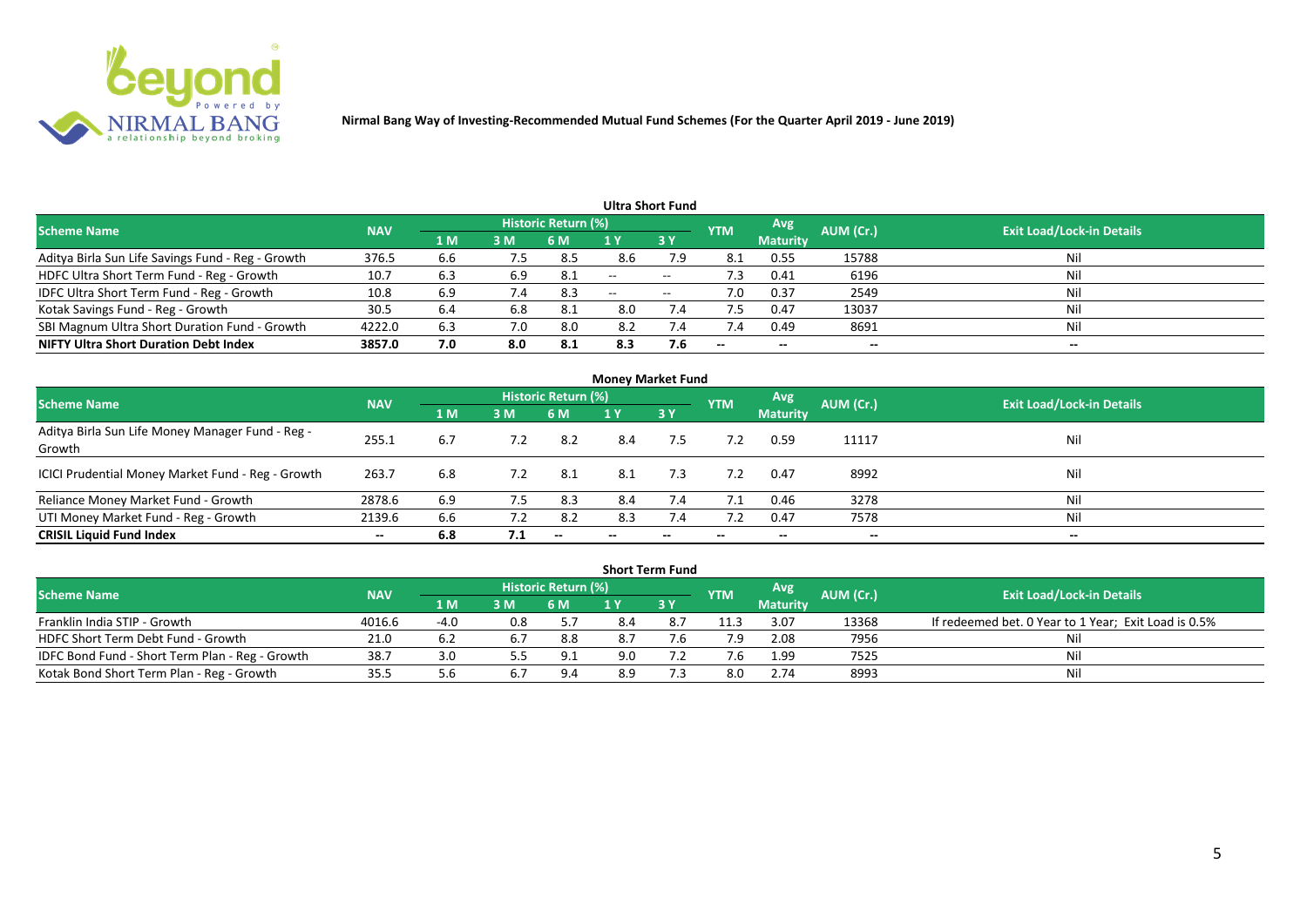Nirmal Bang Way of Investing-Recommended Mutual Fund Schemes (For the Quarter April 2019 - June 2019)

### Ultra Short Fund

| Scheme Name | NAV | Historic Return (%) | | | | | YTM | Avg Maturity | AUM (Cr.) | Exit Load/Lock-in Details |
|---|---|---|---|---|---|---|---|---|---|---|
| | | 1 M | 3 M | 6 M | 1 Y | 3 Y | | | | |
| Aditya Birla Sun Life Savings Fund - Reg - Growth | 376.5 | 6.6 | 7.5 | 8.5 | 8.6 | 7.9 | 8.1 | 0.55 | 15788 | Nil |
| HDFC Ultra Short Term Fund - Reg - Growth | 10.7 | 6.3 | 6.9 | 8.1 | -- | -- | 7.3 | 0.41 | 6196 | Nil |
| IDFC Ultra Short Term Fund - Reg - Growth | 10.8 | 6.9 | 7.4 | 8.3 | -- | -- | 7.0 | 0.37 | 2549 | Nil |
| Kotak Savings Fund - Reg - Growth | 30.5 | 6.4 | 6.8 | 8.1 | 8.0 | 7.4 | 7.5 | 0.47 | 13037 | Nil |
| SBI Magnum Ultra Short Duration Fund - Growth | 4222.0 | 6.3 | 7.0 | 8.0 | 8.2 | 7.4 | 7.4 | 0.49 | 8691 | Nil |
| **NIFTY Ultra Short Duration Debt Index** | **3857.0** | **7.0** | **8.0** | **8.1** | **8.3** | **7.6** | **--** | **--** | **--** | **--** |

### Money Market Fund

| Scheme Name | NAV | Historic Return (%) | | | | | YTM | Avg Maturity | AUM (Cr.) | Exit Load/Lock-in Details |
|---|---|---|---|---|---|---|---|---|---|---|
| | | 1 M | 3 M | 6 M | 1 Y | 3 Y | | | | |
| Aditya Birla Sun Life Money Manager Fund - Reg - Growth | 255.1 | 6.7 | 7.2 | 8.2 | 8.4 | 7.5 | 7.2 | 0.59 | 11117 | Nil |
| ICICI Prudential Money Market Fund - Reg - Growth | 263.7 | 6.8 | 7.2 | 8.1 | 8.1 | 7.3 | 7.2 | 0.47 | 8992 | Nil |
| Reliance Money Market Fund - Growth | 2878.6 | 6.9 | 7.5 | 8.3 | 8.4 | 7.4 | 7.1 | 0.46 | 3278 | Nil |
| UTI Money Market Fund - Reg - Growth | 2139.6 | 6.6 | 7.2 | 8.2 | 8.3 | 7.4 | 7.2 | 0.47 | 7578 | Nil |
| **CRISIL Liquid Fund Index** | **--** | **6.8** | **7.1** | **--** | **--** | **--** | **--** | **--** | **--** | **--** |

### Short Term Fund

| Scheme Name | NAV | Historic Return (%) | | | | | YTM | Avg Maturity | AUM (Cr.) | Exit Load/Lock-in Details |
|---|---|---|---|---|---|---|---|---|---|---|
| | | 1 M | 3 M | 6 M | 1 Y | 3 Y | | | | |
| Franklin India STIP - Growth | 4016.6 | -4.0 | 0.8 | 5.7 | 8.4 | 8.7 | 11.3 | 3.07 | 13368 | If redeemed bet. 0 Year to 1 Year; Exit Load is 0.5% |
| HDFC Short Term Debt Fund - Growth | 21.0 | 6.2 | 6.7 | 8.8 | 8.7 | 7.6 | 7.9 | 2.08 | 7956 | Nil |
| IDFC Bond Fund - Short Term Plan - Reg - Growth | 38.7 | 3.0 | 5.5 | 9.1 | 9.0 | 7.2 | 7.6 | 1.99 | 7525 | Nil |
| Kotak Bond Short Term Plan - Reg - Growth | 35.5 | 5.6 | 6.7 | 9.4 | 8.9 | 7.3 | 8.0 | 2.74 | 8993 | Nil |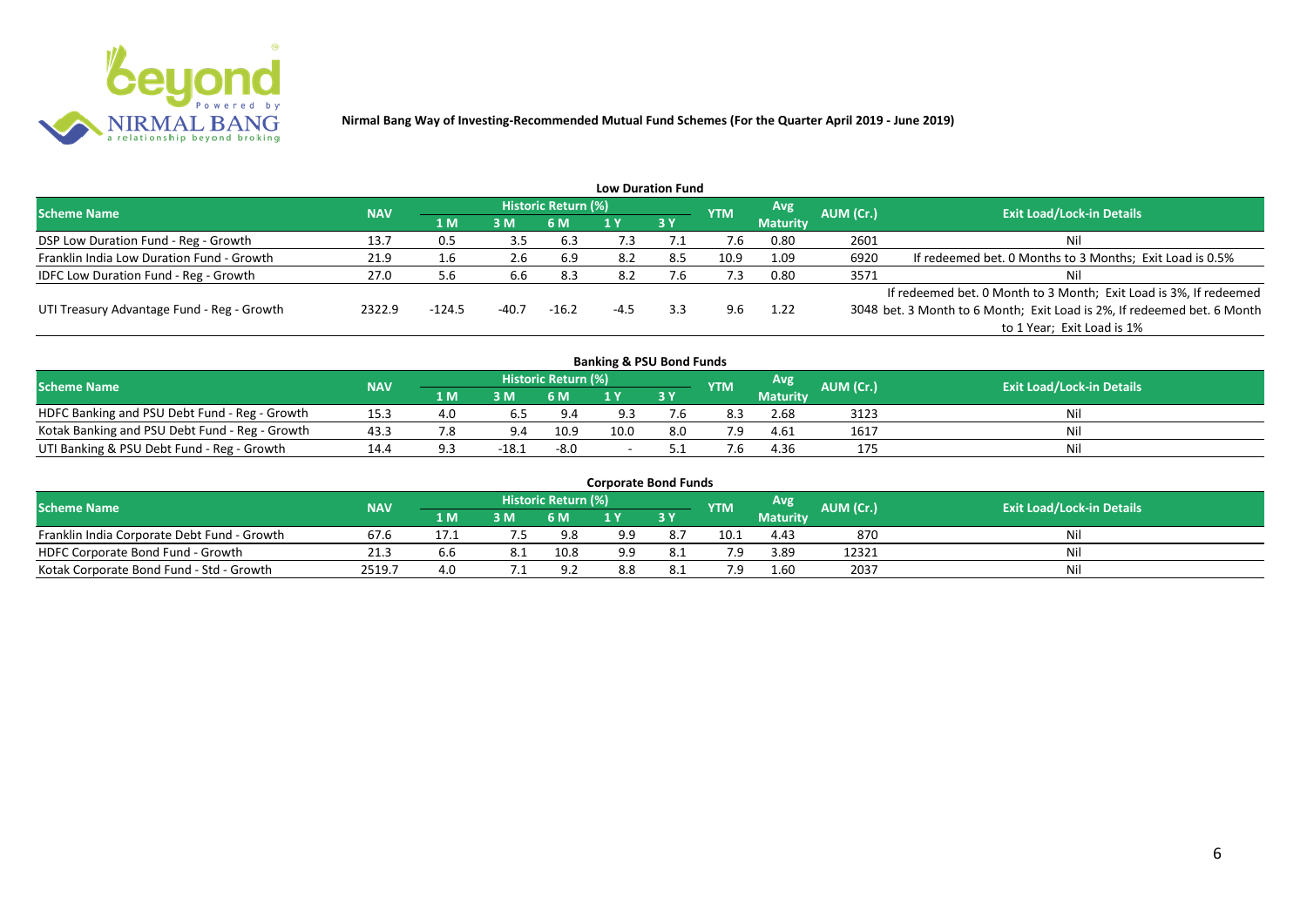**Nirmal Bang Way of Investing-Recommended Mutual Fund Schemes (For the Quarter April 2019 - June 2019)**

## Low Duration Fund

| Scheme Name | NAV | Historic Return (%) | | | | | YTM | Avg Maturity | AUM (Cr.) | Exit Load/Lock-in Details |
|---|---|---|---|---|---|---|---|---|---|---|
| | | 1 M | 3 M | 6 M | 1 Y | 3 Y | | | | |
| DSP Low Duration Fund - Reg - Growth | 13.7 | 0.5 | 3.5 | 6.3 | 7.3 | 7.1 | 7.6 | 0.80 | 2601 | Nil |
| Franklin India Low Duration Fund - Growth | 21.9 | 1.6 | 2.6 | 6.9 | 8.2 | 8.5 | 10.9 | 1.09 | 6920 | If redeemed bet. 0 Months to 3 Months; Exit Load is 0.5% |
| IDFC Low Duration Fund - Reg - Growth | 27.0 | 5.6 | 6.6 | 8.3 | 8.2 | 7.6 | 7.3 | 0.80 | 3571 | Nil |
| UTI Treasury Advantage Fund - Reg - Growth | 2322.9 | -124.5 | -40.7 | -16.2 | -4.5 | 3.3 | 9.6 | 1.22 | 3048 | If redeemed bet. 0 Month to 3 Month; Exit Load is 3%, If redeemed bet. 3 Month to 6 Month; Exit Load is 2%, If redeemed bet. 6 Month to 1 Year; Exit Load is 1% |

## Banking & PSU Bond Funds

| Scheme Name | NAV | Historic Return (%) | | | | | YTM | Avg Maturity | AUM (Cr.) | Exit Load/Lock-in Details |
|---|---|---|---|---|---|---|---|---|---|---|
| | | 1 M | 3 M | 6 M | 1 Y | 3 Y | | | | |
| HDFC Banking and PSU Debt Fund - Reg - Growth | 15.3 | 4.0 | 6.5 | 9.4 | 9.3 | 7.6 | 8.3 | 2.68 | 3123 | Nil |
| Kotak Banking and PSU Debt Fund - Reg - Growth | 43.3 | 7.8 | 9.4 | 10.9 | 10.0 | 8.0 | 7.9 | 4.61 | 1617 | Nil |
| UTI Banking & PSU Debt Fund - Reg - Growth | 14.4 | 9.3 | -18.1 | -8.0 | - | 5.1 | 7.6 | 4.36 | 175 | Nil |

## Corporate Bond Funds

| Scheme Name | NAV | Historic Return (%) | | | | | YTM | Avg Maturity | AUM (Cr.) | Exit Load/Lock-in Details |
|---|---|---|---|---|---|---|---|---|---|---|
| | | 1 M | 3 M | 6 M | 1 Y | 3 Y | | | | |
| Franklin India Corporate Debt Fund - Growth | 67.6 | 17.1 | 7.5 | 9.8 | 9.9 | 8.7 | 10.1 | 4.43 | 870 | Nil |
| HDFC Corporate Bond Fund - Growth | 21.3 | 6.6 | 8.1 | 10.8 | 9.9 | 8.1 | 7.9 | 3.89 | 12321 | Nil |
| Kotak Corporate Bond Fund - Std - Growth | 2519.7 | 4.0 | 7.1 | 9.2 | 8.8 | 8.1 | 7.9 | 1.60 | 2037 | Nil |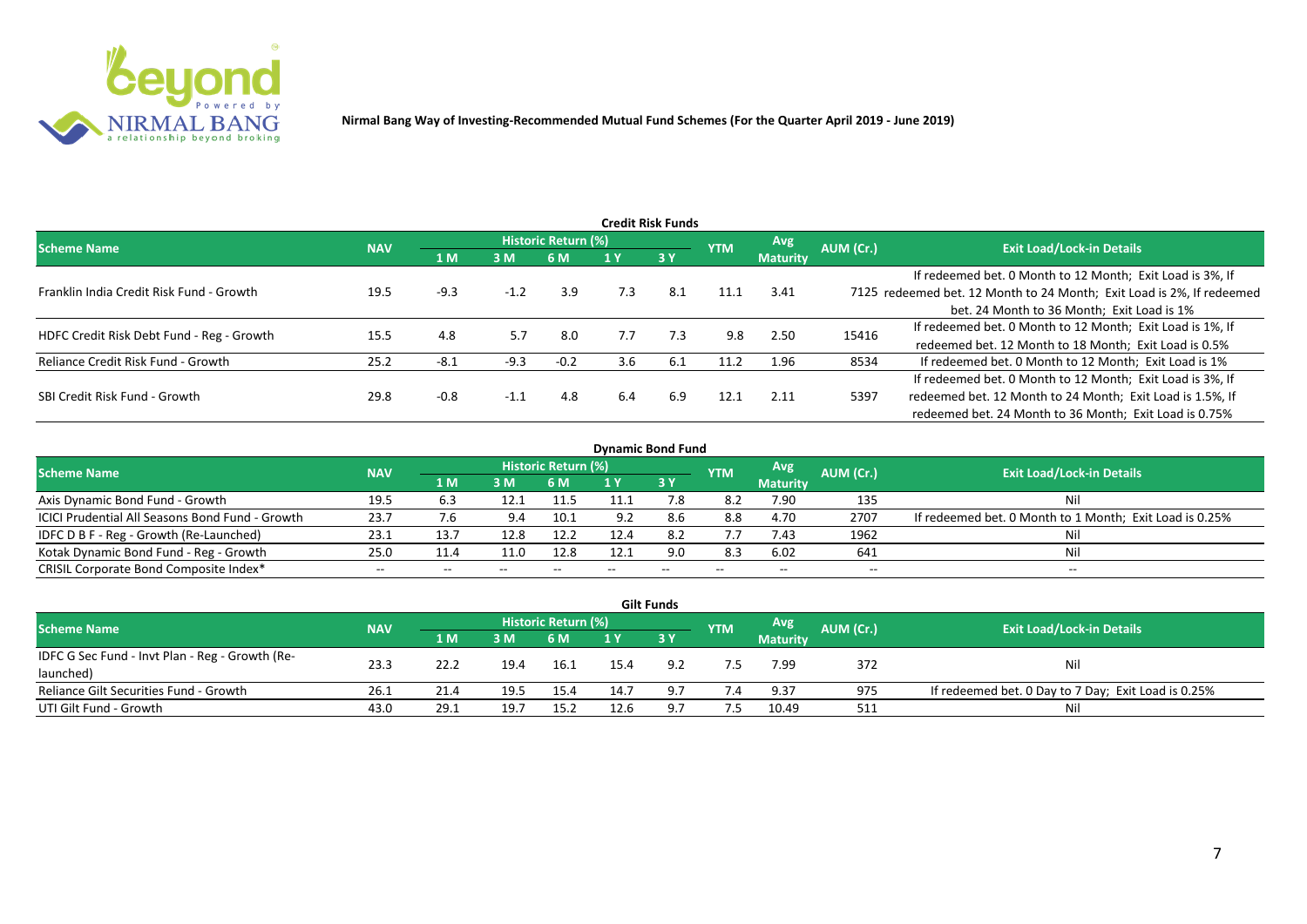**Nirmal Bang Way of Investing-Recommended Mutual Fund Schemes (For the Quarter April 2019 - June 2019)**

## Credit Risk Funds

| Scheme Name | NAV | Historic Return (%) | | | | | YTM | Avg Maturity | AUM (Cr.) | Exit Load/Lock-in Details |
|---|---|---|---|---|---|---|---|---|---|---|
| | | 1 M | 3 M | 6 M | 1 Y | 3 Y | | | | |
| Franklin India Credit Risk Fund - Growth | 19.5 | -9.3 | -1.2 | 3.9 | 7.3 | 8.1 | 11.1 | 3.41 | 7125 | If redeemed bet. 0 Month to 12 Month; Exit Load is 3%, If redeemed bet. 12 Month to 24 Month; Exit Load is 2%, If redeemed bet. 24 Month to 36 Month; Exit Load is 1% |
| HDFC Credit Risk Debt Fund - Reg - Growth | 15.5 | 4.8 | 5.7 | 8.0 | 7.7 | 7.3 | 9.8 | 2.50 | 15416 | If redeemed bet. 0 Month to 12 Month; Exit Load is 1%, If redeemed bet. 12 Month to 18 Month; Exit Load is 0.5% |
| Reliance Credit Risk Fund - Growth | 25.2 | -8.1 | -9.3 | -0.2 | 3.6 | 6.1 | 11.2 | 1.96 | 8534 | If redeemed bet. 0 Month to 12 Month; Exit Load is 1% |
| SBI Credit Risk Fund - Growth | 29.8 | -0.8 | -1.1 | 4.8 | 6.4 | 6.9 | 12.1 | 2.11 | 5397 | If redeemed bet. 0 Month to 12 Month; Exit Load is 3%, If redeemed bet. 12 Month to 24 Month; Exit Load is 1.5%, If redeemed bet. 24 Month to 36 Month; Exit Load is 0.75% |

## Dynamic Bond Fund

| Scheme Name | NAV | Historic Return (%) | | | | | YTM | Avg Maturity | AUM (Cr.) | Exit Load/Lock-in Details |
|---|---|---|---|---|---|---|---|---|---|---|
| | | 1 M | 3 M | 6 M | 1 Y | 3 Y | | | | |
| Axis Dynamic Bond Fund - Growth | 19.5 | 6.3 | 12.1 | 11.5 | 11.1 | 7.8 | 8.2 | 7.90 | 135 | Nil |
| ICICI Prudential All Seasons Bond Fund - Growth | 23.7 | 7.6 | 9.4 | 10.1 | 9.2 | 8.6 | 8.8 | 4.70 | 2707 | If redeemed bet. 0 Month to 1 Month; Exit Load is 0.25% |
| IDFC D B F - Reg - Growth (Re-Launched) | 23.1 | 13.7 | 12.8 | 12.2 | 12.4 | 8.2 | 7.7 | 7.43 | 1962 | Nil |
| Kotak Dynamic Bond Fund - Reg - Growth | 25.0 | 11.4 | 11.0 | 12.8 | 12.1 | 9.0 | 8.3 | 6.02 | 641 | Nil |
| CRISIL Corporate Bond Composite Index* | -- | -- | -- | -- | -- | -- | -- | -- | -- | -- |

## Gilt Funds

| Scheme Name | NAV | Historic Return (%) | | | | | YTM | Avg Maturity | AUM (Cr.) | Exit Load/Lock-in Details |
|---|---|---|---|---|---|---|---|---|---|---|
| | | 1 M | 3 M | 6 M | 1 Y | 3 Y | | | | |
| IDFC G Sec Fund - Invt Plan - Reg - Growth (Re-launched) | 23.3 | 22.2 | 19.4 | 16.1 | 15.4 | 9.2 | 7.5 | 7.99 | 372 | Nil |
| Reliance Gilt Securities Fund - Growth | 26.1 | 21.4 | 19.5 | 15.4 | 14.7 | 9.7 | 7.4 | 9.37 | 975 | If redeemed bet. 0 Day to 7 Day; Exit Load is 0.25% |
| UTI Gilt Fund - Growth | 43.0 | 29.1 | 19.7 | 15.2 | 12.6 | 9.7 | 7.5 | 10.49 | 511 | Nil |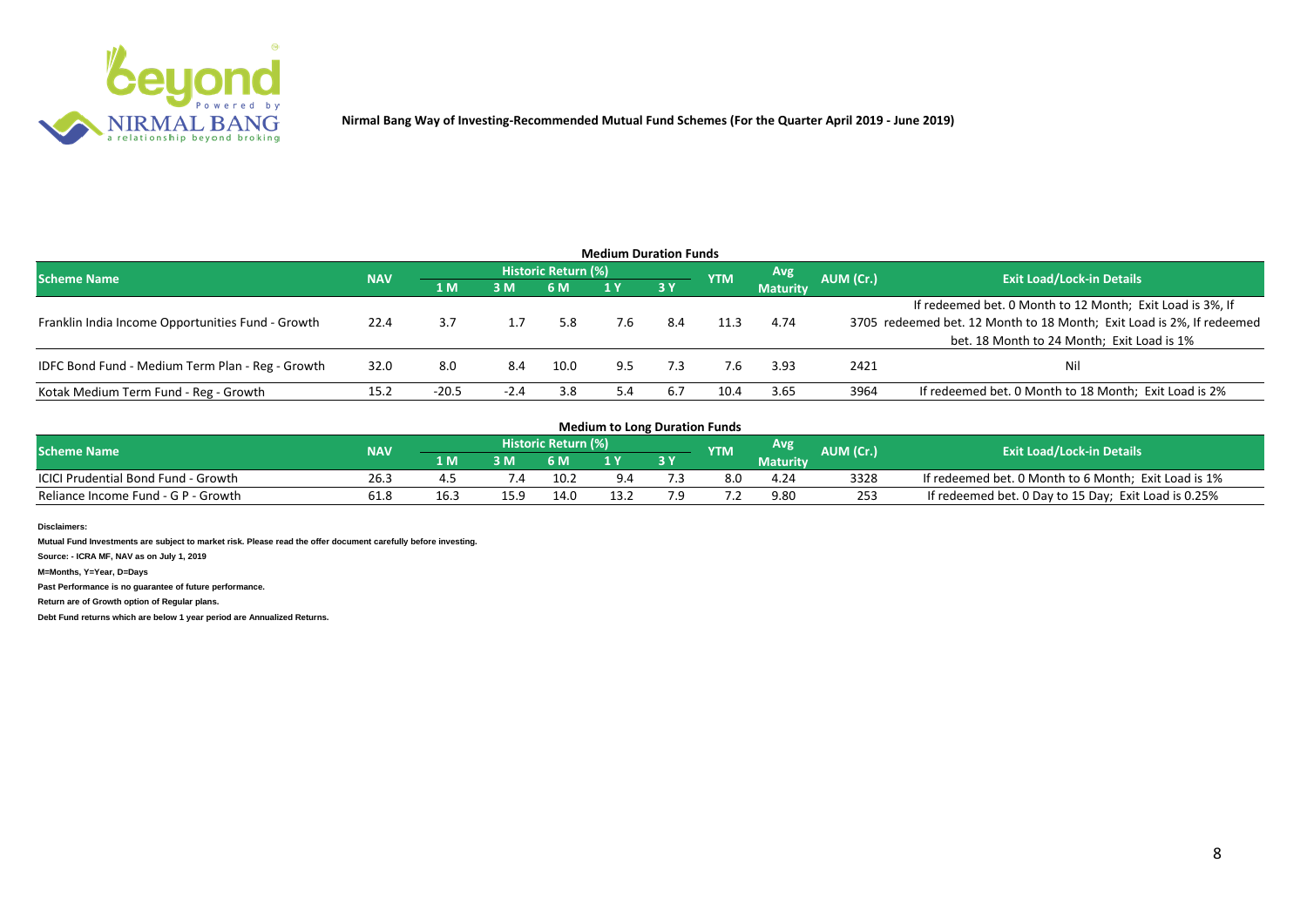**Nirmal Bang Way of Investing-Recommended Mutual Fund Schemes (For the Quarter April 2019 - June 2019)**

| Medium Duration Funds | | | | | | | | | | |
|---|---|---|---|---|---|---|---|---|---|---|
| **Scheme Name** | **NAV** | **Historic Return (%)** | | | | | **YTM** | **Avg Maturity** | **AUM (Cr.)** | **Exit Load/Lock-in Details** |
| | | **1 M** | **3 M** | **6 M** | **1 Y** | **3 Y** | | | | |
| Franklin India Income Opportunities Fund - Growth | 22.4 | 3.7 | 1.7 | 5.8 | 7.6 | 8.4 | 11.3 | 4.74 | 3705 | If redeemed bet. 0 Month to 12 Month; Exit Load is 3%, If redeemed bet. 12 Month to 18 Month; Exit Load is 2%, If redeemed bet. 18 Month to 24 Month; Exit Load is 1% |
| IDFC Bond Fund - Medium Term Plan - Reg - Growth | 32.0 | 8.0 | 8.4 | 10.0 | 9.5 | 7.3 | 7.6 | 3.93 | 2421 | Nil |
| Kotak Medium Term Fund - Reg - Growth | 15.2 | -20.5 | -2.4 | 3.8 | 5.4 | 6.7 | 10.4 | 3.65 | 3964 | If redeemed bet. 0 Month to 18 Month; Exit Load is 2% |

| Medium to Long Duration Funds | | | | | | | | | | |
|---|---|---|---|---|---|---|---|---|---|---|
| **Scheme Name** | **NAV** | **Historic Return (%)** | | | | | **YTM** | **Avg Maturity** | **AUM (Cr.)** | **Exit Load/Lock-in Details** |
| | | **1 M** | **3 M** | **6 M** | **1 Y** | **3 Y** | | | | |
| ICICI Prudential Bond Fund - Growth | 26.3 | 4.5 | 7.4 | 10.2 | 9.4 | 7.3 | 8.0 | 4.24 | 3328 | If redeemed bet. 0 Month to 6 Month; Exit Load is 1% |
| Reliance Income Fund - G P - Growth | 61.8 | 16.3 | 15.9 | 14.0 | 13.2 | 7.9 | 7.2 | 9.80 | 253 | If redeemed bet. 0 Day to 15 Day; Exit Load is 0.25% |

**Disclaimers:**

**Mutual Fund Investments are subject to market risk. Please read the offer document carefully before investing.**

**Source: - ICRA MF, NAV as on July 1, 2019**

**M=Months, Y=Year, D=Days**

**Past Performance is no guarantee of future performance.**

**Return are of Growth option of Regular plans.**

**Debt Fund returns which are below 1 year period are Annualized Returns.**